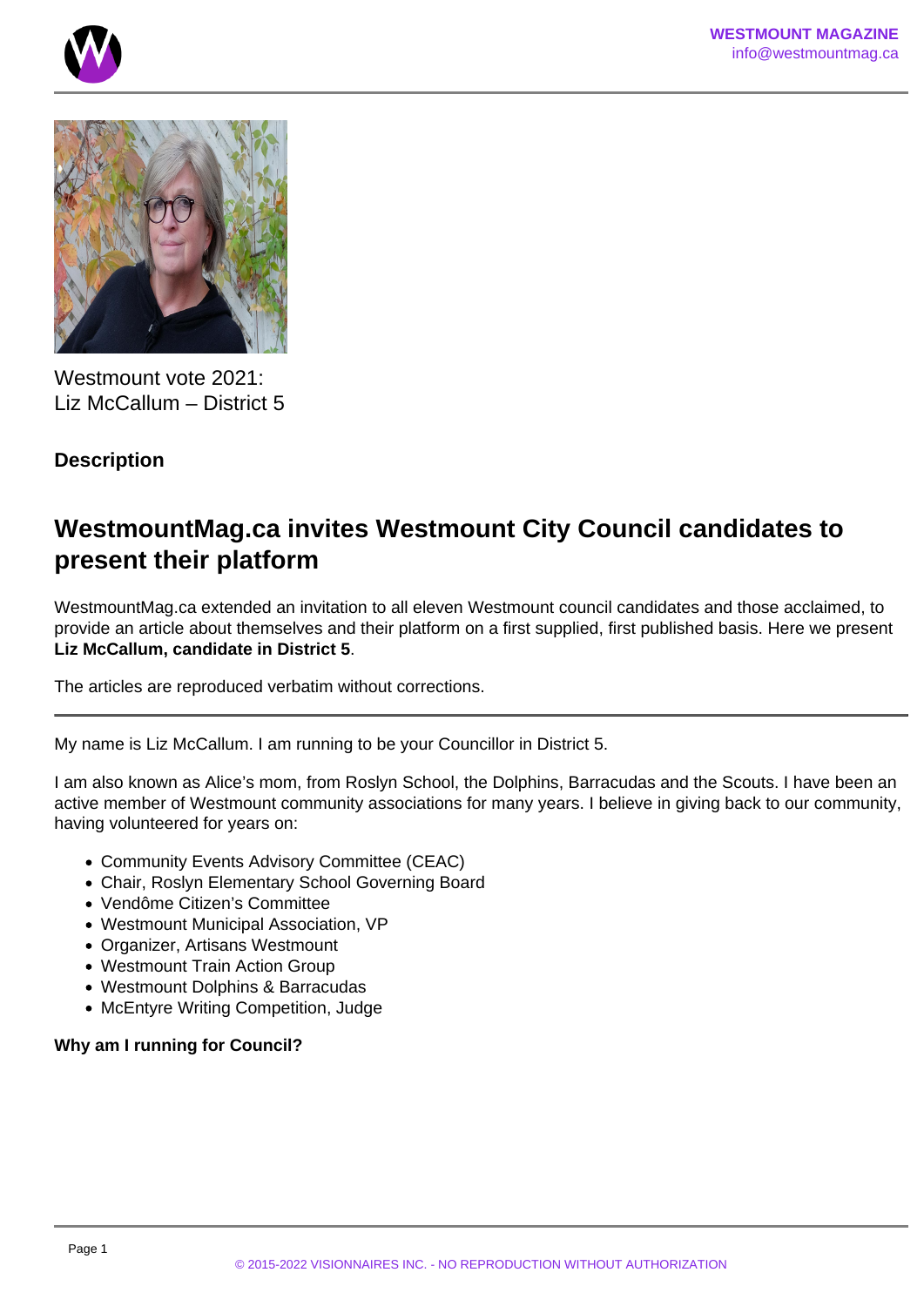Westmount vote 2021:
Liz McCallum – District 5

**Description**

## WestmountMag.ca invites Westmount City Council candidates to present their platform

WestmountMag.ca extended an invitation to all eleven Westmount council candidates and those acclaimed, to provide an article about themselves and their platform on a first supplied, first published basis. Here we present **Liz McCallum, candidate in District 5**.

The articles are reproduced verbatim without corrections.

---

My name is Liz McCallum. I am running to be your Councillor in District 5.

I am also known as Alice's mom, from Roslyn School, the Dolphins, Barracudas and the Scouts. I have been an active member of Westmount community associations for many years. I believe in giving back to our community, having volunteered for years on:

- Community Events Advisory Committee (CEAC)
- Chair, Roslyn Elementary School Governing Board
- Vendôme Citizen's Committee
- Westmount Municipal Association, VP
- Organizer, Artisans Westmount
- Westmount Train Action Group
- Westmount Dolphins & Barracudas
- McEntyre Writing Competition, Judge

**Why am I running for Council?**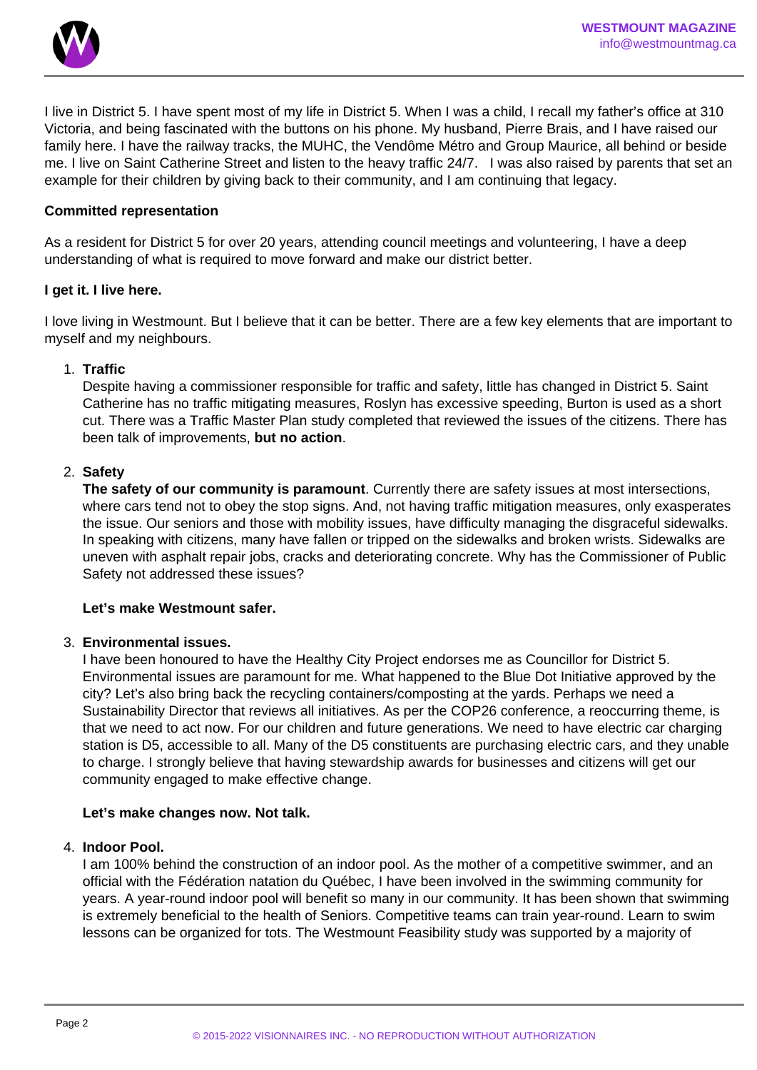I live in District 5. I have spent most of my life in District 5. When I was a child, I recall my father's office at 310 Victoria, and being fascinated with the buttons on his phone. My husband, Pierre Brais, and I have raised our family here. I have the railway tracks, the MUHC, the Vendôme Métro and Group Maurice, all behind or beside me. I live on Saint Catherine Street and listen to the heavy traffic 24/7.   I was also raised by parents that set an example for their children by giving back to their community, and I am continuing that legacy.

**Committed representation**

As a resident for District 5 for over 20 years, attending council meetings and volunteering, I have a deep understanding of what is required to move forward and make our district better.

**I get it. I live here.**

I love living in Westmount. But I believe that it can be better. There are a few key elements that are important to myself and my neighbours.

1. **Traffic**
   Despite having a commissioner responsible for traffic and safety, little has changed in District 5. Saint Catherine has no traffic mitigating measures, Roslyn has excessive speeding, Burton is used as a short cut. There was a Traffic Master Plan study completed that reviewed the issues of the citizens. There has been talk of improvements, **but no action**.

2. **Safety**
   **The safety of our community is paramount**. Currently there are safety issues at most intersections, where cars tend not to obey the stop signs. And, not having traffic mitigation measures, only exasperates the issue. Our seniors and those with mobility issues, have difficulty managing the disgraceful sidewalks. In speaking with citizens, many have fallen or tripped on the sidewalks and broken wrists. Sidewalks are uneven with asphalt repair jobs, cracks and deteriorating concrete. Why has the Commissioner of Public Safety not addressed these issues?

   **Let's make Westmount safer.**

3. **Environmental issues.**
   I have been honoured to have the Healthy City Project endorses me as Councillor for District 5. Environmental issues are paramount for me. What happened to the Blue Dot Initiative approved by the city? Let's also bring back the recycling containers/composting at the yards. Perhaps we need a Sustainability Director that reviews all initiatives. As per the COP26 conference, a reoccurring theme, is that we need to act now. For our children and future generations. We need to have electric car charging station is D5, accessible to all. Many of the D5 constituents are purchasing electric cars, and they unable to charge. I strongly believe that having stewardship awards for businesses and citizens will get our community engaged to make effective change.

   **Let's make changes now. Not talk.**

4. **Indoor Pool.**
   I am 100% behind the construction of an indoor pool. As the mother of a competitive swimmer, and an official with the Fédération natation du Québec, I have been involved in the swimming community for years. A year-round indoor pool will benefit so many in our community. It has been shown that swimming is extremely beneficial to the health of Seniors. Competitive teams can train year-round. Learn to swim lessons can be organized for tots. The Westmount Feasibility study was supported by a majority of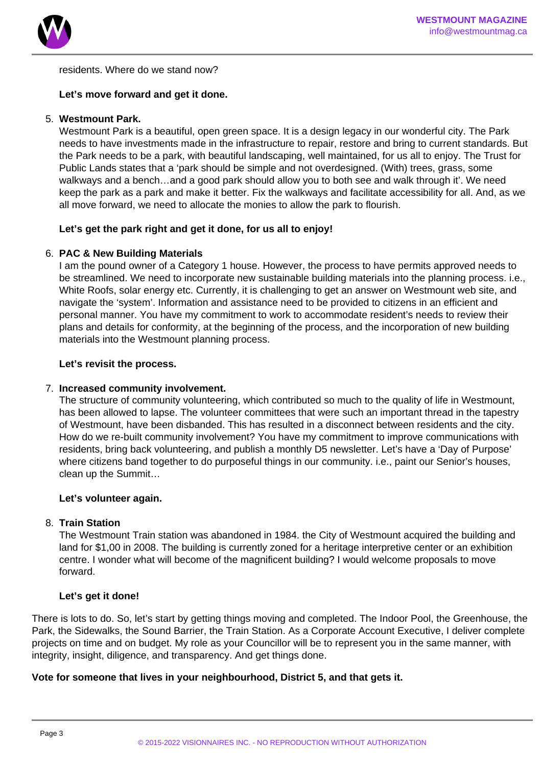residents. Where do we stand now?

**Let's move forward and get it done.**

5. **Westmount Park.**
   Westmount Park is a beautiful, open green space. It is a design legacy in our wonderful city. The Park needs to have investments made in the infrastructure to repair, restore and bring to current standards. But the Park needs to be a park, with beautiful landscaping, well maintained, for us all to enjoy. The Trust for Public Lands states that a 'park should be simple and not overdesigned. (With) trees, grass, some walkways and a bench…and a good park should allow you to both see and walk through it'. We need keep the park as a park and make it better. Fix the walkways and facilitate accessibility for all. And, as we all move forward, we need to allocate the monies to allow the park to flourish.

   **Let's get the park right and get it done, for us all to enjoy!**

6. **PAC & New Building Materials**
   I am the pound owner of a Category 1 house. However, the process to have permits approved needs to be streamlined. We need to incorporate new sustainable building materials into the planning process. i.e., White Roofs, solar energy etc. Currently, it is challenging to get an answer on Westmount web site, and navigate the 'system'. Information and assistance need to be provided to citizens in an efficient and personal manner. You have my commitment to work to accommodate resident's needs to review their plans and details for conformity, at the beginning of the process, and the incorporation of new building materials into the Westmount planning process.

   **Let's revisit the process.**

7. **Increased community involvement.**
   The structure of community volunteering, which contributed so much to the quality of life in Westmount, has been allowed to lapse. The volunteer committees that were such an important thread in the tapestry of Westmount, have been disbanded. This has resulted in a disconnect between residents and the city. How do we re-built community involvement? You have my commitment to improve communications with residents, bring back volunteering, and publish a monthly D5 newsletter. Let's have a 'Day of Purpose' where citizens band together to do purposeful things in our community. i.e., paint our Senior's houses, clean up the Summit…

   **Let's volunteer again.**

8. **Train Station**
   The Westmount Train station was abandoned in 1984. the City of Westmount acquired the building and land for $1,00 in 2008. The building is currently zoned for a heritage interpretive center or an exhibition centre. I wonder what will become of the magnificent building? I would welcome proposals to move forward.

   **Let's get it done!**

There is lots to do. So, let's start by getting things moving and completed. The Indoor Pool, the Greenhouse, the Park, the Sidewalks, the Sound Barrier, the Train Station. As a Corporate Account Executive, I deliver complete projects on time and on budget. My role as your Councillor will be to represent you in the same manner, with integrity, insight, diligence, and transparency. And get things done.

**Vote for someone that lives in your neighbourhood, District 5, and that gets it.**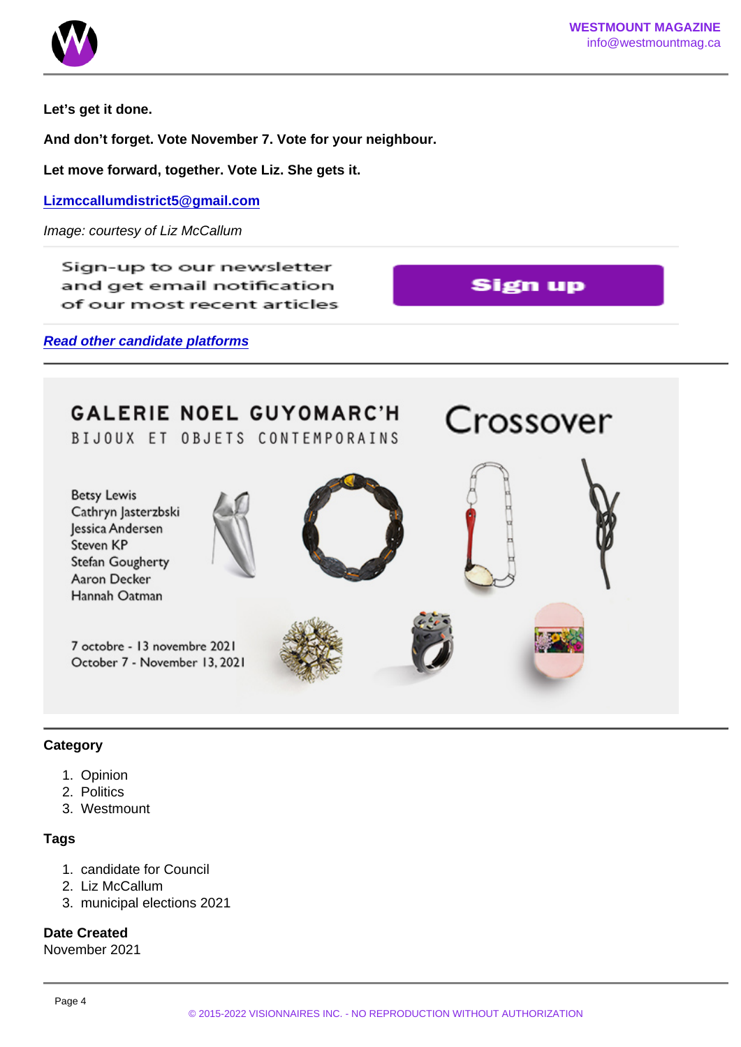**Let's get it done.**

**And don't forget. Vote November 7. Vote for your neighbour.**

**Let move forward, together. Vote Liz. She gets it.**

[Lizmccallumdistrict5@gmail.com](mailto:Lizmccallumdistrict5@gmail.com)

*Image: courtesy of Liz McCallum*

Sign-up to our newsletter and get email notification of our most recent articles

Sign up

***Read other candidate platforms***

GALERIE NOEL GUYOMARC'H

BIJOUX ET OBJETS CONTEMPORAINS

Crossover

Betsy Lewis
Cathryn Jasterzbski
Jessica Andersen
Steven KP
Stefan Gougherty
Aaron Decker
Hannah Oatman

7 octobre - 13 novembre 2021
October 7 - November 13, 2021

**Category**

1. Opinion
2. Politics
3. Westmount

**Tags**

1. candidate for Council
2. Liz McCallum
3. municipal elections 2021

**Date Created**
November 2021